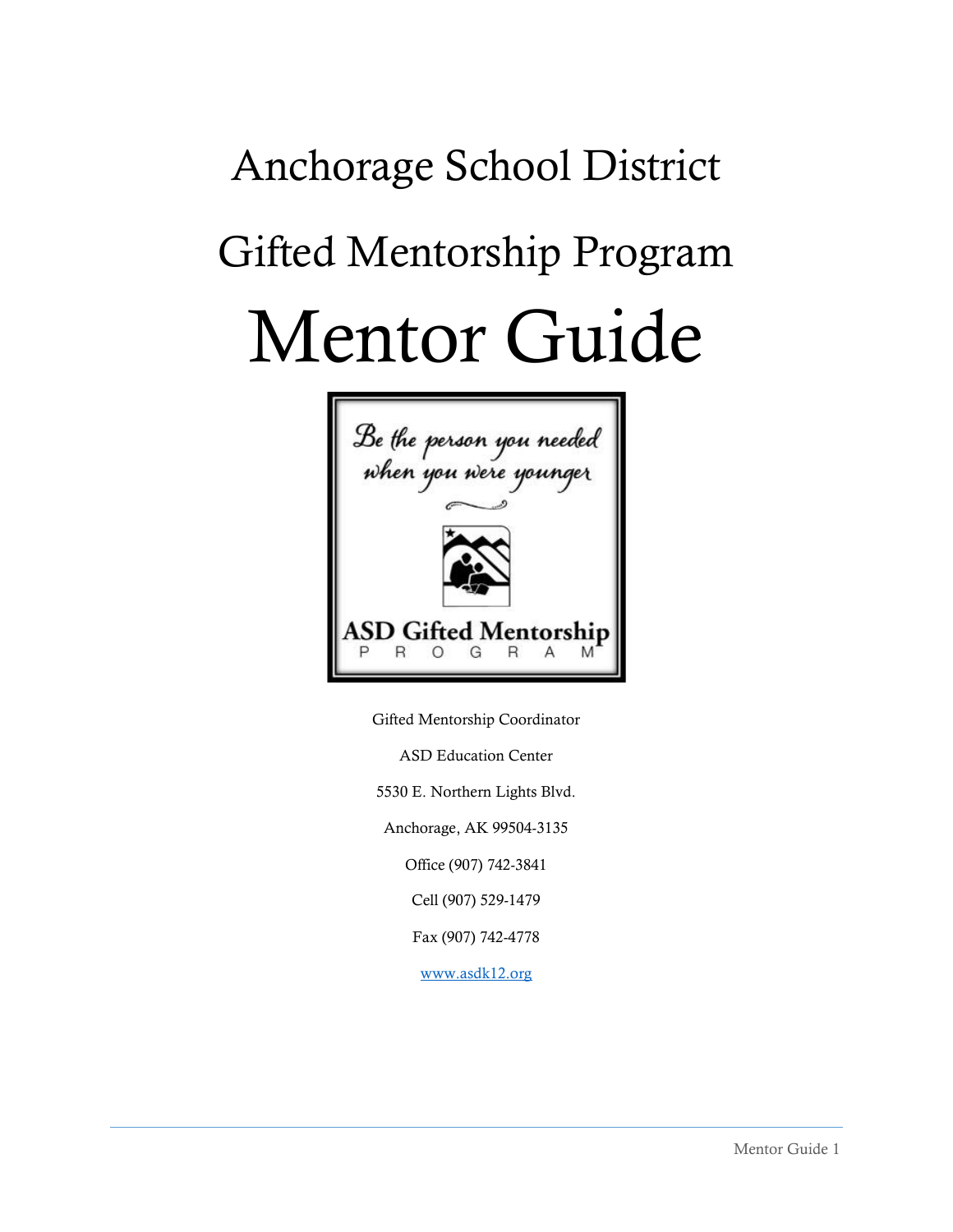# Anchorage School District

# Gifted Mentorship Program

# Mentor Guide

*Be the person you needed when you were younger*

**ASD Gifted Mentorship**
P R O G R A M

Gifted Mentorship Coordinator

ASD Education Center

5530 E. Northern Lights Blvd.

Anchorage, AK 99504-3135

Office (907) 742-3841

Cell (907) 529-1479

Fax (907) 742-4778

www.asdk12.org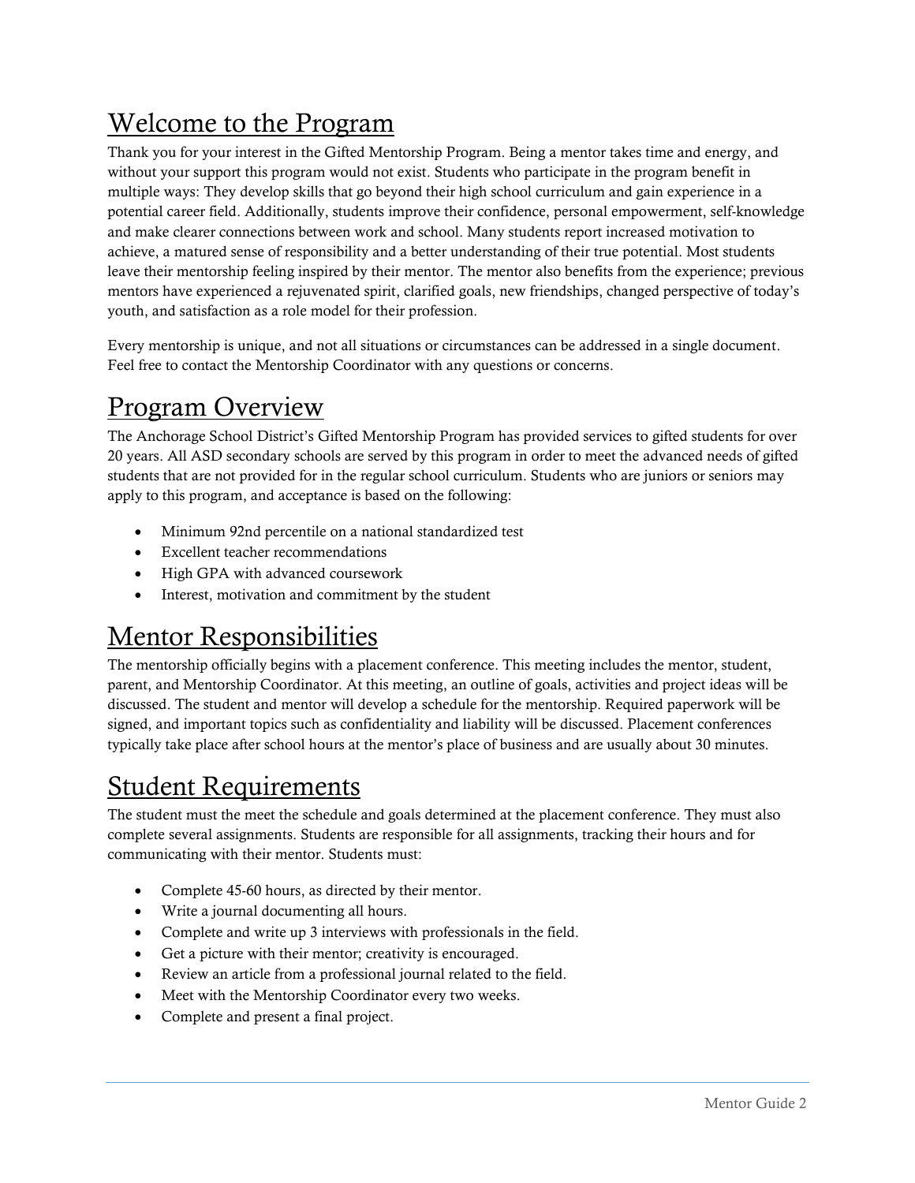# Welcome to the Program

Thank you for your interest in the Gifted Mentorship Program. Being a mentor takes time and energy, and without your support this program would not exist. Students who participate in the program benefit in multiple ways: They develop skills that go beyond their high school curriculum and gain experience in a potential career field. Additionally, students improve their confidence, personal empowerment, self-knowledge and make clearer connections between work and school. Many students report increased motivation to achieve, a matured sense of responsibility and a better understanding of their true potential. Most students leave their mentorship feeling inspired by their mentor. The mentor also benefits from the experience; previous mentors have experienced a rejuvenated spirit, clarified goals, new friendships, changed perspective of today's youth, and satisfaction as a role model for their profession.

Every mentorship is unique, and not all situations or circumstances can be addressed in a single document. Feel free to contact the Mentorship Coordinator with any questions or concerns.

# Program Overview

The Anchorage School District's Gifted Mentorship Program has provided services to gifted students for over 20 years. All ASD secondary schools are served by this program in order to meet the advanced needs of gifted students that are not provided for in the regular school curriculum. Students who are juniors or seniors may apply to this program, and acceptance is based on the following:

- Minimum 92nd percentile on a national standardized test
- Excellent teacher recommendations
- High GPA with advanced coursework
- Interest, motivation and commitment by the student

# Mentor Responsibilities

The mentorship officially begins with a placement conference. This meeting includes the mentor, student, parent, and Mentorship Coordinator. At this meeting, an outline of goals, activities and project ideas will be discussed. The student and mentor will develop a schedule for the mentorship. Required paperwork will be signed, and important topics such as confidentiality and liability will be discussed. Placement conferences typically take place after school hours at the mentor's place of business and are usually about 30 minutes.

# Student Requirements

The student must the meet the schedule and goals determined at the placement conference. They must also complete several assignments. Students are responsible for all assignments, tracking their hours and for communicating with their mentor. Students must:

- Complete 45-60 hours, as directed by their mentor.
- Write a journal documenting all hours.
- Complete and write up 3 interviews with professionals in the field.
- Get a picture with their mentor; creativity is encouraged.
- Review an article from a professional journal related to the field.
- Meet with the Mentorship Coordinator every two weeks.
- Complete and present a final project.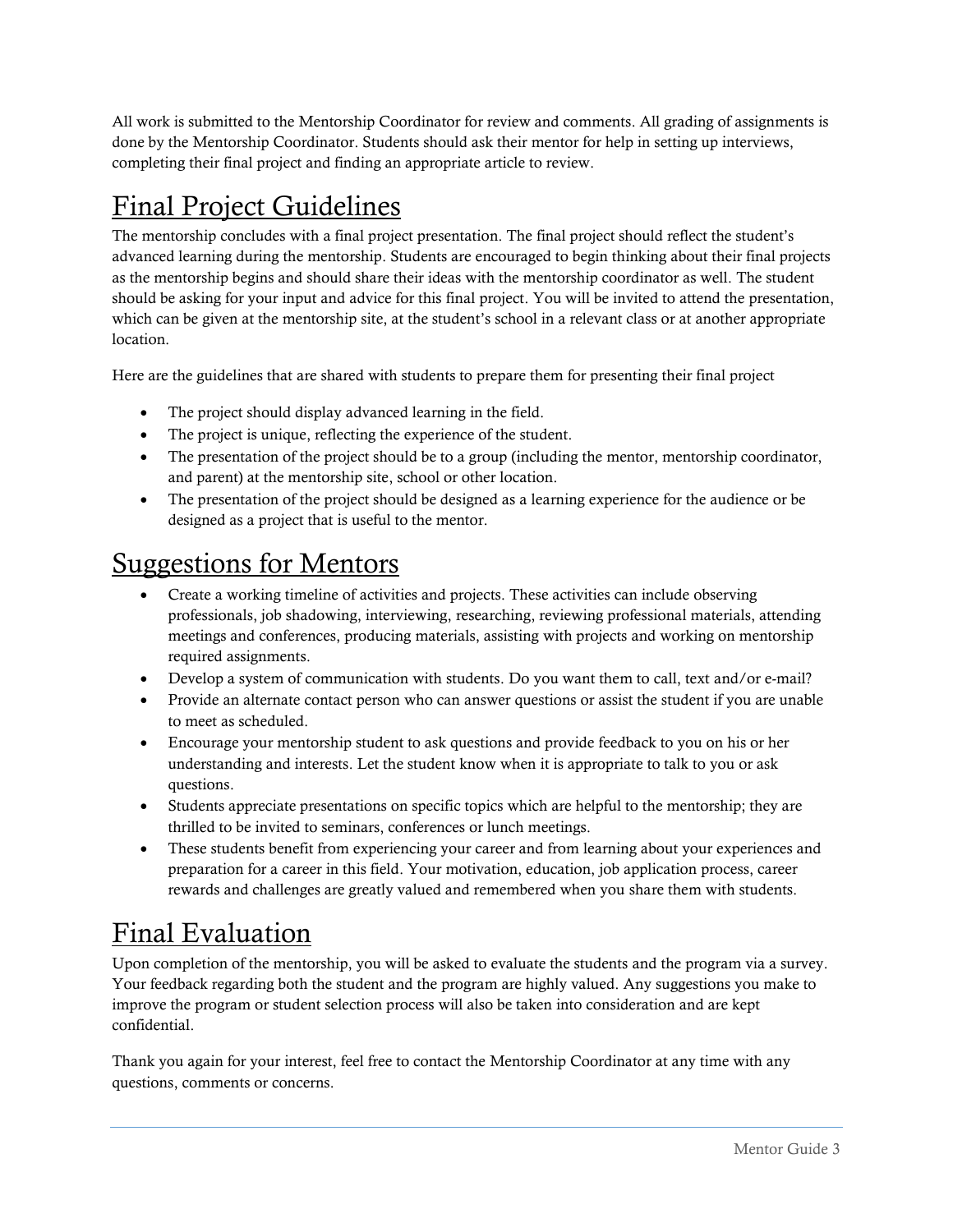All work is submitted to the Mentorship Coordinator for review and comments. All grading of assignments is done by the Mentorship Coordinator. Students should ask their mentor for help in setting up interviews, completing their final project and finding an appropriate article to review.

# Final Project Guidelines

The mentorship concludes with a final project presentation. The final project should reflect the student's advanced learning during the mentorship. Students are encouraged to begin thinking about their final projects as the mentorship begins and should share their ideas with the mentorship coordinator as well. The student should be asking for your input and advice for this final project. You will be invited to attend the presentation, which can be given at the mentorship site, at the student's school in a relevant class or at another appropriate location.

Here are the guidelines that are shared with students to prepare them for presenting their final project

- The project should display advanced learning in the field.
- The project is unique, reflecting the experience of the student.
- The presentation of the project should be to a group (including the mentor, mentorship coordinator, and parent) at the mentorship site, school or other location.
- The presentation of the project should be designed as a learning experience for the audience or be designed as a project that is useful to the mentor.

# Suggestions for Mentors

- Create a working timeline of activities and projects. These activities can include observing professionals, job shadowing, interviewing, researching, reviewing professional materials, attending meetings and conferences, producing materials, assisting with projects and working on mentorship required assignments.
- Develop a system of communication with students. Do you want them to call, text and/or e-mail?
- Provide an alternate contact person who can answer questions or assist the student if you are unable to meet as scheduled.
- Encourage your mentorship student to ask questions and provide feedback to you on his or her understanding and interests. Let the student know when it is appropriate to talk to you or ask questions.
- Students appreciate presentations on specific topics which are helpful to the mentorship; they are thrilled to be invited to seminars, conferences or lunch meetings.
- These students benefit from experiencing your career and from learning about your experiences and preparation for a career in this field. Your motivation, education, job application process, career rewards and challenges are greatly valued and remembered when you share them with students.

# Final Evaluation

Upon completion of the mentorship, you will be asked to evaluate the students and the program via a survey. Your feedback regarding both the student and the program are highly valued. Any suggestions you make to improve the program or student selection process will also be taken into consideration and are kept confidential.

Thank you again for your interest, feel free to contact the Mentorship Coordinator at any time with any questions, comments or concerns.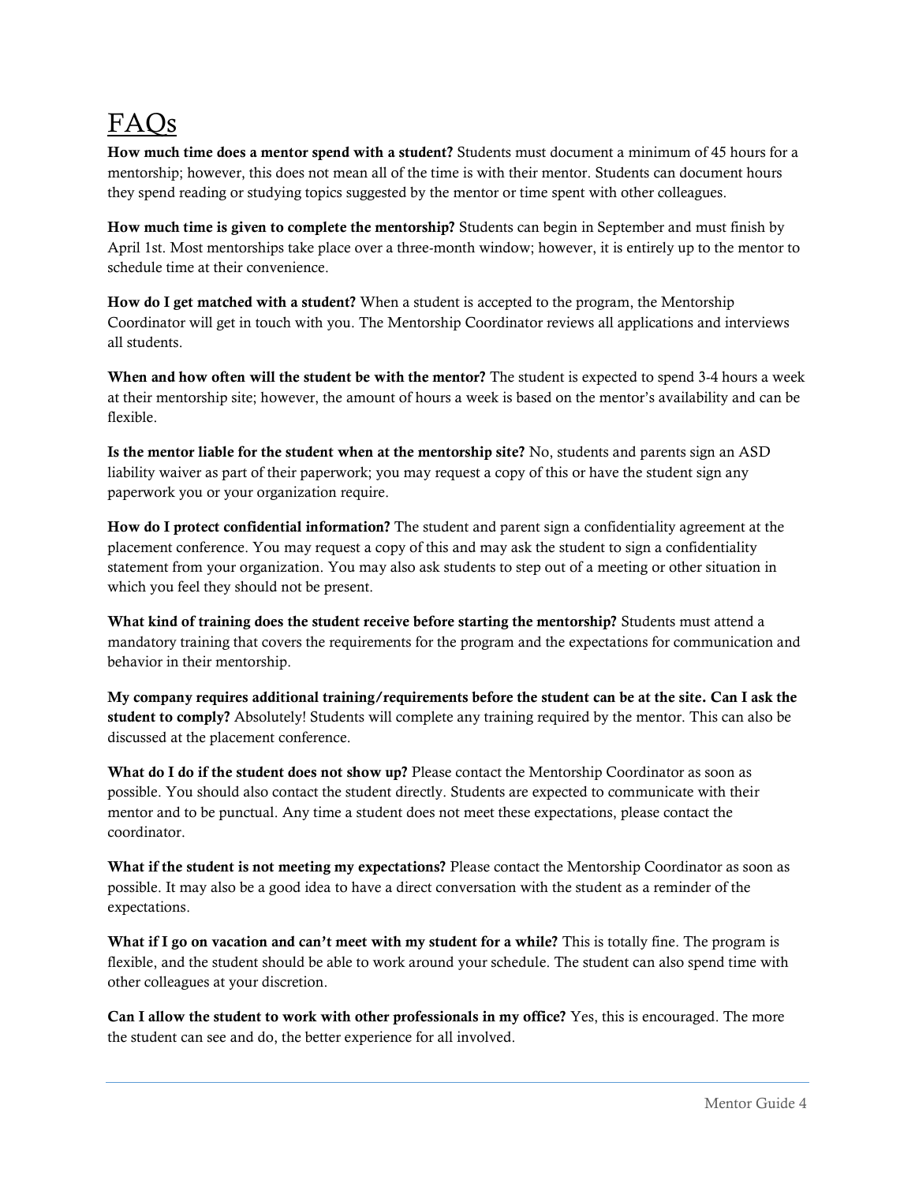# FAQs

**How much time does a mentor spend with a student?** Students must document a minimum of 45 hours for a mentorship; however, this does not mean all of the time is with their mentor. Students can document hours they spend reading or studying topics suggested by the mentor or time spent with other colleagues.

**How much time is given to complete the mentorship?** Students can begin in September and must finish by April 1st. Most mentorships take place over a three-month window; however, it is entirely up to the mentor to schedule time at their convenience.

**How do I get matched with a student?** When a student is accepted to the program, the Mentorship Coordinator will get in touch with you. The Mentorship Coordinator reviews all applications and interviews all students.

**When and how often will the student be with the mentor?** The student is expected to spend 3-4 hours a week at their mentorship site; however, the amount of hours a week is based on the mentor's availability and can be flexible.

**Is the mentor liable for the student when at the mentorship site?** No, students and parents sign an ASD liability waiver as part of their paperwork; you may request a copy of this or have the student sign any paperwork you or your organization require.

**How do I protect confidential information?** The student and parent sign a confidentiality agreement at the placement conference. You may request a copy of this and may ask the student to sign a confidentiality statement from your organization. You may also ask students to step out of a meeting or other situation in which you feel they should not be present.

**What kind of training does the student receive before starting the mentorship?** Students must attend a mandatory training that covers the requirements for the program and the expectations for communication and behavior in their mentorship.

**My company requires additional training/requirements before the student can be at the site. Can I ask the student to comply?** Absolutely! Students will complete any training required by the mentor. This can also be discussed at the placement conference.

**What do I do if the student does not show up?** Please contact the Mentorship Coordinator as soon as possible. You should also contact the student directly. Students are expected to communicate with their mentor and to be punctual. Any time a student does not meet these expectations, please contact the coordinator.

**What if the student is not meeting my expectations?** Please contact the Mentorship Coordinator as soon as possible. It may also be a good idea to have a direct conversation with the student as a reminder of the expectations.

**What if I go on vacation and can't meet with my student for a while?** This is totally fine. The program is flexible, and the student should be able to work around your schedule. The student can also spend time with other colleagues at your discretion.

**Can I allow the student to work with other professionals in my office?** Yes, this is encouraged. The more the student can see and do, the better experience for all involved.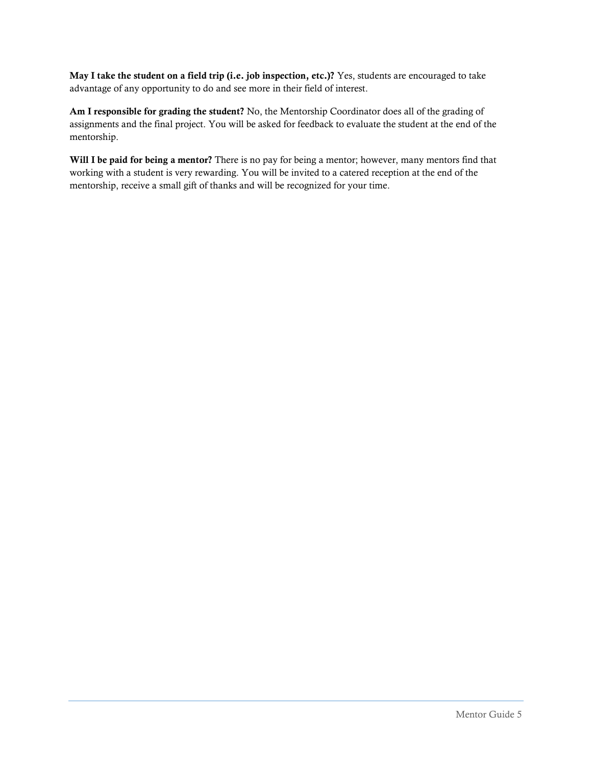**May I take the student on a field trip (i.e. job inspection, etc.)?** Yes, students are encouraged to take advantage of any opportunity to do and see more in their field of interest.

**Am I responsible for grading the student?** No, the Mentorship Coordinator does all of the grading of assignments and the final project. You will be asked for feedback to evaluate the student at the end of the mentorship.

**Will I be paid for being a mentor?** There is no pay for being a mentor; however, many mentors find that working with a student is very rewarding. You will be invited to a catered reception at the end of the mentorship, receive a small gift of thanks and will be recognized for your time.